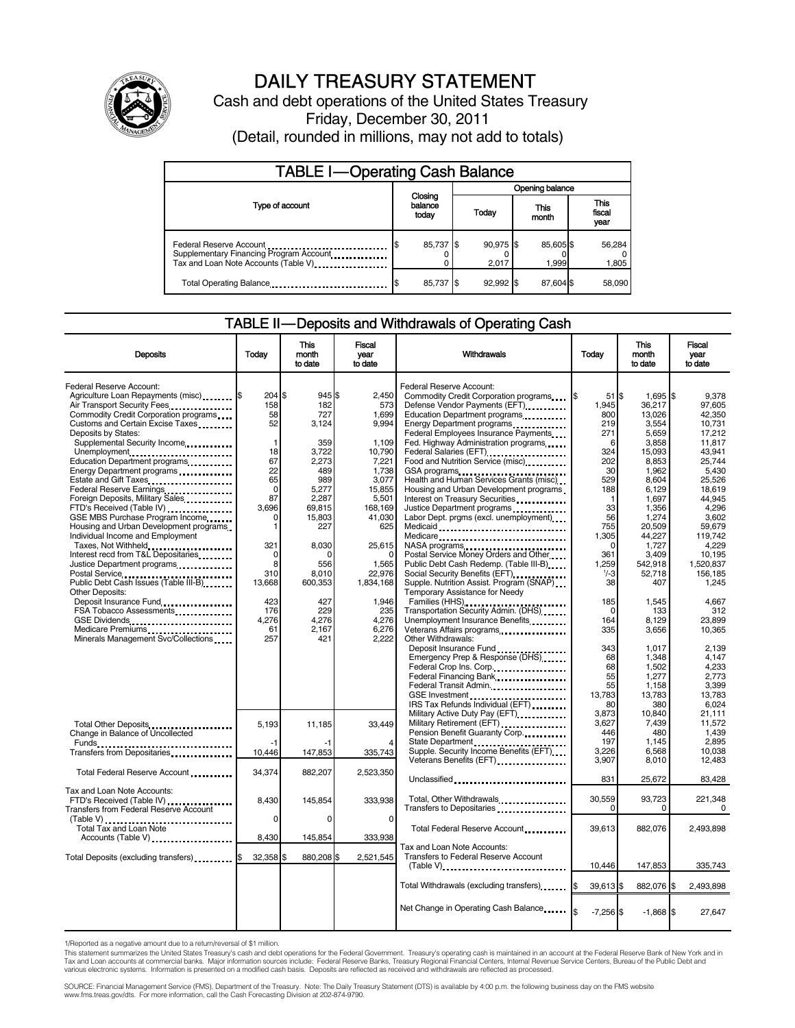# DAILY TREASURY STATEMENT

Cash and debt operations of the United States Treasury

Friday, December 30, 2011

(Detail, rounded in millions, may not add to totals)

## TABLE I—Operating Cash Balance

| Type of account | Closing balance today | Opening balance Today | Opening balance This month | Opening balance This fiscal year |
|---|---|---|---|---|
| Federal Reserve Account | $ 85,737 | $ 90,975 | $ 85,605 | $ 56,284 |
| Supplementary Financing Program Account | 0 | 0 | 0 | 0 |
| Tax and Loan Note Accounts (Table V) | 0 | 2,017 | 1,999 | 1,805 |
| Total Operating Balance | $ 85,737 | $ 92,992 | $ 87,604 | $ 58,090 |

## TABLE II—Deposits and Withdrawals of Operating Cash

| Deposits | Today | This month to date | Fiscal year to date |
|---|---|---|---|
| Federal Reserve Account: | | | |
| Agriculture Loan Repayments (misc) | $ 204 | $ 945 | $ 2,450 |
| Air Transport Security Fees | 158 | 182 | 573 |
| Commodity Credit Corporation programs | 58 | 727 | 1,699 |
| Customs and Certain Excise Taxes | 52 | 3,124 | 9,994 |
| Deposits by States: | | | |
| Supplemental Security Income | 1 | 359 | 1,109 |
| Unemployment | 18 | 3,722 | 10,790 |
| Education Department programs | 67 | 2,273 | 7,221 |
| Energy Department programs | 22 | 489 | 1,738 |
| Estate and Gift Taxes | 65 | 989 | 3,077 |
| Federal Reserve Earnings | 0 | 5,277 | 15,855 |
| Foreign Deposits, Military Sales | 87 | 2,287 | 5,501 |
| FTD's Received (Table IV) | 3,696 | 69,815 | 168,169 |
| GSE MBS Purchase Program Income | 0 | 15,803 | 41,030 |
| Housing and Urban Development programs | 1 | 227 | 625 |
| Individual Income and Employment Taxes, Not Withheld | 321 | 8,030 | 25,615 |
| Interest recd from T&L Depositaries | 0 | 0 | 0 |
| Justice Department programs | 8 | 556 | 1,565 |
| Postal Service | 310 | 8,010 | 22,976 |
| Public Debt Cash Issues (Table III-B) | 13,668 | 600,353 | 1,834,168 |
| Other Deposits: | | | |
| Deposit Insurance Fund | 423 | 427 | 1,946 |
| FSA Tobacco Assessments | 176 | 229 | 235 |
| GSE Dividends | 4,276 | 4,276 | 4,276 |
| Medicare Premiums | 61 | 2,167 | 6,276 |
| Minerals Management Svc/Collections | 257 | 421 | 2,222 |
| Total Other Deposits | 5,193 | 11,185 | 33,449 |
| Change in Balance of Uncollected Funds | -1 | -1 | 4 |
| Transfers from Depositaries | 10,446 | 147,853 | 335,743 |
| Total Federal Reserve Account | 34,374 | 882,207 | 2,523,350 |
| Tax and Loan Note Accounts: | | | |
| FTD's Received (Table IV) | 8,430 | 145,854 | 333,938 |
| Transfers from Federal Reserve Account (Table V) | 0 | 0 | 0 |
| Total Tax and Loan Note Accounts (Table V) | 8,430 | 145,854 | 333,938 |
| Total Deposits (excluding transfers) | $ 32,358 | $ 880,208 | $ 2,521,545 |

| Withdrawals | Today | This month to date | Fiscal year to date |
|---|---|---|---|
| Federal Reserve Account: | | | |
| Commodity Credit Corporation programs | $ 51 | $ 1,695 | $ 9,378 |
| Defense Vendor Payments (EFT) | 1,945 | 36,217 | 97,605 |
| Education Department programs | 800 | 13,026 | 42,350 |
| Energy Department programs | 219 | 3,554 | 10,731 |
| Federal Employees Insurance Payments | 271 | 5,659 | 17,212 |
| Fed. Highway Administration programs | 6 | 3,858 | 11,817 |
| Federal Salaries (EFT) | 324 | 15,093 | 43,941 |
| Food and Nutrition Service (misc) | 202 | 8,853 | 25,744 |
| GSA programs | 30 | 1,962 | 5,430 |
| Health and Human Services Grants (misc) | 529 | 8,604 | 25,526 |
| Housing and Urban Development programs | 188 | 6,129 | 18,619 |
| Interest on Treasury Securities | 1 | 1,697 | 44,945 |
| Justice Department programs | 33 | 1,356 | 4,296 |
| Labor Dept. prgms (excl. unemployment) | 56 | 1,274 | 3,602 |
| Medicaid | 755 | 20,509 | 59,679 |
| Medicare | 1,305 | 44,227 | 119,742 |
| NASA programs | 0 | 1,727 | 4,229 |
| Postal Service Money Orders and Other | 361 | 3,409 | 10,195 |
| Public Debt Cash Redemp. (Table III-B) | 1,259 | 542,918 | 1,520,837 |
| Social Security Benefits (EFT) | 1/-3 | 52,718 | 156,185 |
| Supple. Nutrition Assist. Program (SNAP) | 38 | 407 | 1,245 |
| Temporary Assistance for Needy Families (HHS) | 185 | 1,545 | 4,667 |
| Transportation Security Admin. (DHS) | 0 | 133 | 312 |
| Unemployment Insurance Benefits | 164 | 8,129 | 23,899 |
| Veterans Affairs programs | 335 | 3,656 | 10,365 |
| Other Withdrawals: | | | |
| Deposit Insurance Fund | 343 | 1,017 | 2,139 |
| Emergency Prep & Response (DHS) | 68 | 1,348 | 4,147 |
| Federal Crop Ins. Corp. | 68 | 1,502 | 4,233 |
| Federal Financing Bank | 55 | 1,277 | 2,773 |
| Federal Transit Admin. | 55 | 1,158 | 3,399 |
| GSE Investment | 13,783 | 13,783 | 13,783 |
| IRS Tax Refunds Individual (EFT) | 80 | 380 | 6,024 |
| Military Active Duty Pay (EFT) | 3,873 | 10,840 | 21,111 |
| Military Retirement (EFT) | 3,627 | 7,439 | 11,572 |
| Pension Benefit Guaranty Corp. | 446 | 480 | 1,439 |
| State Department | 197 | 1,145 | 2,895 |
| Supple. Security Income Benefits (EFT) | 3,226 | 6,568 | 10,038 |
| Veterans Benefits (EFT) | 3,907 | 8,010 | 12,483 |
| Unclassified | 831 | 25,672 | 83,428 |
| Total, Other Withdrawals | 30,559 | 93,723 | 221,348 |
| Transfers to Depositaries | 0 | 0 | 0 |
| Total Federal Reserve Account | 39,613 | 882,076 | 2,493,898 |
| Tax and Loan Note Accounts: | | | |
| Transfers to Federal Reserve Account (Table V) | 10,446 | 147,853 | 335,743 |
| Total Withdrawals (excluding transfers) | $ 39,613 | $ 882,076 | $ 2,493,898 |
| Net Change in Operating Cash Balance | $ -7,256 | $ -1,868 | $ 27,647 |

1/Reported as a negative amount due to a return/reversal of $1 million.

This statement summarizes the United States Treasury's cash and debt operations for the Federal Government. Treasury's operating cash is maintained in an account at the Federal Reserve Bank of New York and in Tax and Loan accounts at commercial banks. Major information sources include: Federal Reserve Banks, Treasury Regional Financial Centers, Internal Revenue Service Centers, Bureau of the Public Debt and various electronic systems. Information is presented on a modified cash basis. Deposits are reflected as received and withdrawals are reflected as processed.

SOURCE: Financial Management Service (FMS), Department of the Treasury. Note: The Daily Treasury Statement (DTS) is available by 4:00 p.m. the following business day on the FMS website www.fms.treas.gov/dts. For more information, call the Cash Forecasting Division at 202-874-9790.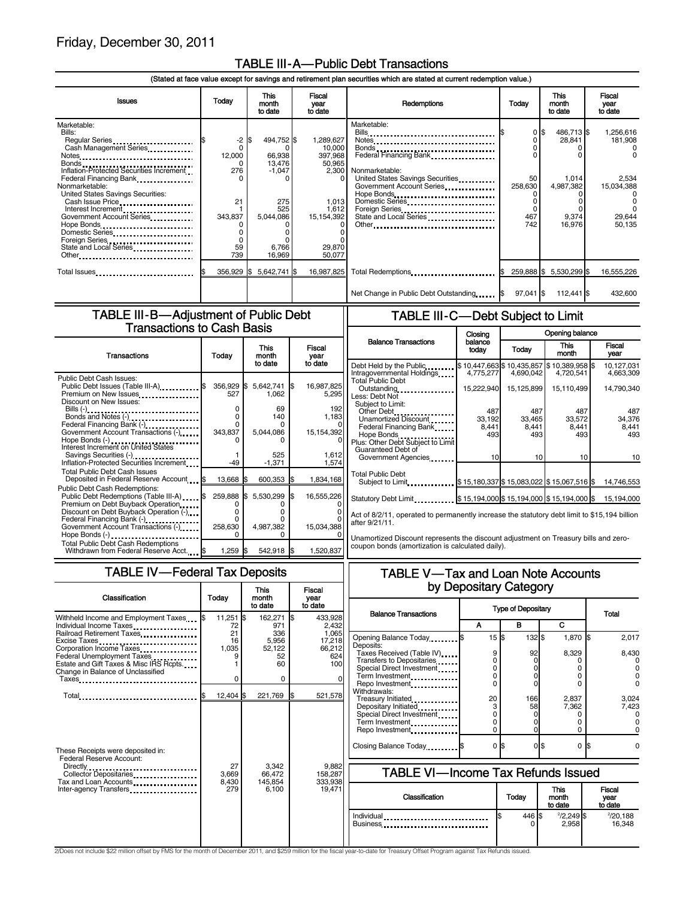Friday, December 30, 2011

## TABLE III-A—Public Debt Transactions

(Stated at face value except for savings and retirement plan securities which are stated at current redemption value.)

| Issues | Today | This month to date | Fiscal year to date |
|---|---|---|---|
| Marketable: | | | |
| Bills: | | | |
| Regular Series | $ -2 | $ 494,752 | $ 1,289,627 |
| Cash Management Series | 0 | 0 | 10,000 |
| Notes | 12,000 | 66,938 | 397,968 |
| Bonds | 0 | 13,476 | 50,965 |
| Inflation-Protected Securities Increment | 276 | -1,047 | 2,300 |
| Federal Financing Bank | 0 | 0 | 0 |
| Nonmarketable: | | | |
| United States Savings Securities: | | | |
| Cash Issue Price | 21 | 275 | 1,013 |
| Interest Increment | 1 | 525 | 1,612 |
| Government Account Series | 343,837 | 5,044,086 | 15,154,392 |
| Hope Bonds | 0 | 0 | 0 |
| Domestic Series | 0 | 0 | 0 |
| Foreign Series | 0 | 0 | 0 |
| State and Local Series | 59 | 6,766 | 29,870 |
| Other | 739 | 16,969 | 50,077 |
| Total Issues | $ 356,929 | $ 5,642,741 | $ 16,987,825 |

| Redemptions | Today | This month to date | Fiscal year to date |
|---|---|---|---|
| Marketable: | | | |
| Bills | $ 0 | $ 486,713 | $ 1,256,616 |
| Notes | 0 | 28,841 | 181,908 |
| Bonds | 0 | 0 | 0 |
| Federal Financing Bank | 0 | 0 | 0 |
| Nonmarketable: | | | |
| United States Savings Securities | 50 | 1,014 | 2,534 |
| Government Account Series | 258,630 | 4,987,382 | 15,034,388 |
| Hope Bonds | 0 | 0 | 0 |
| Domestic Series | 0 | 0 | 0 |
| Foreign Series | 0 | 0 | 0 |
| State and Local Series | 467 | 9,374 | 29,644 |
| Other | 742 | 16,976 | 50,135 |
| Total Redemptions | $ 259,888 | $ 5,530,299 | $ 16,555,226 |
| Net Change in Public Debt Outstanding | $ 97,041 | $ 112,441 | $ 432,600 |

## TABLE III-B—Adjustment of Public Debt Transactions to Cash Basis

| Transactions | Today | This month to date | Fiscal year to date |
|---|---|---|---|
| Public Debt Cash Issues: | | | |
| Public Debt Issues (Table III-A) | $ 356,929 | $ 5,642,741 | $ 16,987,825 |
| Premium on New Issues | 527 | 1,062 | 5,295 |
| Discount on New Issues: | | | |
| Bills (-) | 0 | 69 | 192 |
| Bonds and Notes (-) | 0 | 140 | 1,183 |
| Federal Financing Bank (-) | 0 | 0 | 0 |
| Government Account Transactions (-) | 343,837 | 5,044,086 | 15,154,392 |
| Hope Bonds (-) | 0 | 0 | 0 |
| Interest Increment on United States Savings Securities (-) | 1 | 525 | 1,612 |
| Inflation-Protected Securities Increment | -49 | -1,371 | 1,574 |
| Total Public Debt Cash Issues Deposited in Federal Reserve Account | $ 13,668 | $ 600,353 | $ 1,834,168 |
| Public Debt Cash Redemptions: | | | |
| Public Debt Redemptions (Table III-A) | $ 259,888 | $ 5,530,299 | $ 16,555,226 |
| Premium on Debt Buyback Operation | 0 | 0 | 0 |
| Discount on Debt Buyback Operation (-) | 0 | 0 | 0 |
| Federal Financing Bank (-) | 0 | 0 | 0 |
| Government Account Transactions (-) | 258,630 | 4,987,382 | 15,034,388 |
| Hope Bonds (-) | 0 | 0 | 0 |
| Total Public Debt Cash Redemptions Withdrawn from Federal Reserve Acct. | $ 1,259 | $ 542,918 | $ 1,520,837 |

## TABLE III-C—Debt Subject to Limit

| Balance Transactions | Closing balance today | Opening balance Today | Opening balance This month | Opening balance Fiscal year |
|---|---|---|---|---|
| Debt Held by the Public | $ 10,447,663 | $ 10,435,857 | $ 10,389,958 | $ 10,127,031 |
| Intragovernmental Holdings | 4,775,277 | 4,690,042 | 4,720,541 | 4,663,309 |
| Total Public Debt Outstanding | 15,222,940 | 15,125,899 | 15,110,499 | 14,790,340 |
| Less: Debt Not Subject to Limit: | | | | |
| Other Debt | 487 | 487 | 487 | 487 |
| Unamortized Discount | 33,192 | 33,465 | 33,572 | 34,376 |
| Federal Financing Bank | 8,441 | 8,441 | 8,441 | 8,441 |
| Hope Bonds | 493 | 493 | 493 | 493 |
| Plus: Other Debt Subject to Limit Guaranteed Debt of Government Agencies | 10 | 10 | 10 | 10 |
| Total Public Debt Subject to Limit | $ 15,180,337 | $ 15,083,022 | $ 15,067,516 | $ 14,746,553 |
| Statutory Debt Limit | $ 15,194,000 | $ 15,194,000 | $ 15,194,000 | $ 15,194,000 |

Act of 8/2/11, operated to permanently increase the statutory debt limit to $15,194 billion after 9/21/11.

Unamortized Discount represents the discount adjustment on Treasury bills and zero-coupon bonds (amortization is calculated daily).

## TABLE IV—Federal Tax Deposits

| Classification | Today | This month to date | Fiscal year to date |
|---|---|---|---|
| Withheld Income and Employment Taxes | $ 11,251 | $ 162,271 | $ 433,928 |
| Individual Income Taxes | 72 | 971 | 2,432 |
| Railroad Retirement Taxes | 21 | 336 | 1,065 |
| Excise Taxes | 16 | 5,956 | 17,218 |
| Corporation Income Taxes | 1,035 | 52,122 | 66,212 |
| Federal Unemployment Taxes | 9 | 52 | 624 |
| Estate and Gift Taxes & Misc IRS Rcpts. | 1 | 60 | 100 |
| Change in Balance of Unclassified Taxes | 0 | 0 | 0 |
| Total | $ 12,404 | $ 221,769 | $ 521,578 |
| These Receipts were deposited in: | | | |
| Federal Reserve Account: | | | |
| Directly | 27 | 3,342 | 9,882 |
| Collector Depositaries | 3,669 | 66,472 | 158,287 |
| Tax and Loan Accounts | 8,430 | 145,854 | 333,938 |
| Inter-agency Transfers | 279 | 6,100 | 19,471 |

## TABLE V—Tax and Loan Note Accounts by Depositary Category

| Balance Transactions | A | B | C | Total |
|---|---|---|---|---|
| Opening Balance Today | $ 15 | $ 132 | $ 1,870 | $ 2,017 |
| Deposits: | | | | |
| Taxes Received (Table IV) | 9 | 92 | 8,329 | 8,430 |
| Transfers to Depositaries | 0 | 0 | 0 | 0 |
| Special Direct Investment | 0 | 0 | 0 | 0 |
| Term Investment | 0 | 0 | 0 | 0 |
| Repo Investment | 0 | 0 | 0 | 0 |
| Withdrawals: | | | | |
| Treasury Initiated | 20 | 166 | 2,837 | 3,024 |
| Depositary Initiated | 3 | 58 | 7,362 | 7,423 |
| Special Direct Investment | 0 | 0 | 0 | 0 |
| Term Investment | 0 | 0 | 0 | 0 |
| Repo Investment | 0 | 0 | 0 | 0 |
| Closing Balance Today | $ 0 | $ 0 | $ 0 | $ 0 |

## TABLE VI—Income Tax Refunds Issued

| Classification | Today | This month to date | Fiscal year to date |
|---|---|---|---|
| Individual | $ 446 | $ [2]2,249 | $ [2]20,188 |
| Business | 0 | 2,958 | 16,348 |

2/Does not include $22 million offset by FMS for the month of December 2011, and $259 million for the fiscal year-to-date for Treasury Offset Program against Tax Refunds issued.